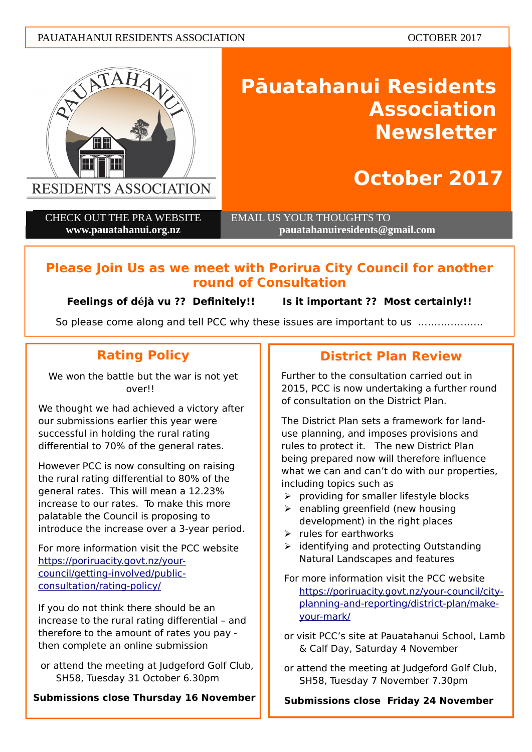PAUATAHANUI RESIDENTS ASSOCIATION OCTOBER 2017

# Pāuatahanui Residents Association Newsletter

# October 2017

CHECK OUT THE PRA WEBSITE
**www.pauatahanui.org.nz**

EMAIL US YOUR THOUGHTS TO
**pauatahanuiresidents@gmail.com**

## Please Join Us as we meet with Porirua City Council for another round of Consultation

**Feelings of déjà vu ?? Definitely!!** **Is it important ?? Most certainly!!**

So please come along and tell PCC why these issues are important to us ....................

## Rating Policy

We won the battle but the war is not yet over!!

We thought we had achieved a victory after our submissions earlier this year were successful in holding the rural rating differential to 70% of the general rates.

However PCC is now consulting on raising the rural rating differential to 80% of the general rates. This will mean a 12.23% increase to our rates. To make this more palatable the Council is proposing to introduce the increase over a 3-year period.

For more information visit the PCC website https://poriruacity.govt.nz/your-council/getting-involved/public-consultation/rating-policy/

If you do not think there should be an increase to the rural rating differential – and therefore to the amount of rates you pay - then complete an online submission

or attend the meeting at Judgeford Golf Club, SH58, Tuesday 31 October 6.30pm

**Submissions close Thursday 16 November**

## District Plan Review

Further to the consultation carried out in 2015, PCC is now undertaking a further round of consultation on the District Plan.

The District Plan sets a framework for land-use planning, and imposes provisions and rules to protect it. The new District Plan being prepared now will therefore influence what we can and can't do with our properties, including topics such as

- providing for smaller lifestyle blocks
- enabling greenfield (new housing development) in the right places
- rules for earthworks
- identifying and protecting Outstanding Natural Landscapes and features

For more information visit the PCC website https://poriruacity.govt.nz/your-council/city-planning-and-reporting/district-plan/make-your-mark/

or visit PCC's site at Pauatahanui School, Lamb & Calf Day, Saturday 4 November

or attend the meeting at Judgeford Golf Club, SH58, Tuesday 7 November 7.30pm

**Submissions close Friday 24 November**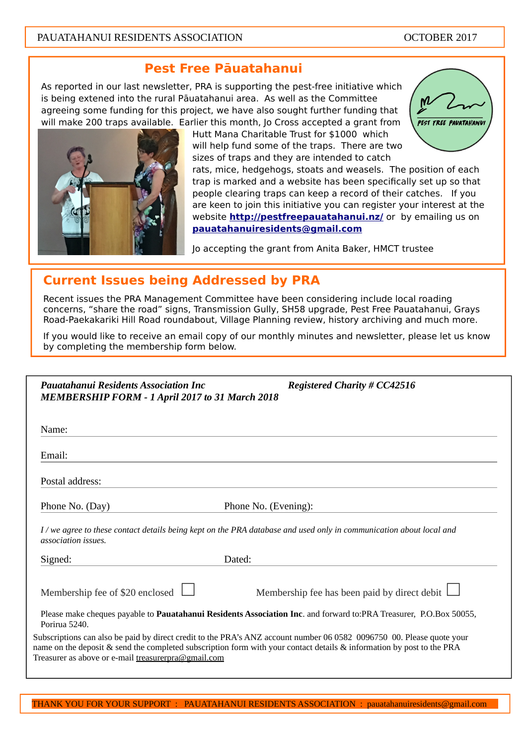## Pest Free Pāuatahanui

As reported in our last newsletter, PRA is supporting the pest-free initiative which is being extened into the rural Pāuatahanui area. As well as the Committee agreeing some funding for this project, we have also sought further funding that will make 200 traps available. Earlier this month, Jo Cross accepted a grant from Hutt Mana Charitable Trust for $1000 which will help fund some of the traps. There are two sizes of traps and they are intended to catch rats, mice, hedgehogs, stoats and weasels. The position of each trap is marked and a website has been specifically set up so that people clearing traps can keep a record of their catches. If you are keen to join this initiative you can register your interest at the website **http://pestfreepauatahanui.nz/** or by emailing us on **pauatahanuiresidents@gmail.com**

Jo accepting the grant from Anita Baker, HMCT trustee

## Current Issues being Addressed by PRA

Recent issues the PRA Management Committee have been considering include local roading concerns, "share the road" signs, Transmission Gully, SH58 upgrade, Pest Free Pauatahanui, Grays Road-Paekakariki Hill Road roundabout, Village Planning review, history archiving and much more.

If you would like to receive an email copy of our monthly minutes and newsletter, please let us know by completing the membership form below.

***Pauatahanui Residents Association Inc*** — ***Registered Charity # CC42516***
***MEMBERSHIP FORM - 1 April 2017 to 31 March 2018***

Name: \_\_\_\_\_\_\_\_\_\_\_\_\_\_\_\_\_\_\_\_\_\_\_\_\_\_\_\_\_\_\_\_

Email: \_\_\_\_\_\_\_\_\_\_\_\_\_\_\_\_\_\_\_\_\_\_\_\_\_\_\_\_\_\_\_\_

Postal address: \_\_\_\_\_\_\_\_\_\_\_\_\_\_\_\_\_\_\_\_\_\_\_\_\_\_\_\_\_\_\_\_

Phone No. (Day) \_\_\_\_\_\_\_\_\_\_\_\_\_\_\_\_ Phone No. (Evening): \_\_\_\_\_\_\_\_\_\_\_\_\_\_\_\_

*I / we agree to these contact details being kept on the PRA database and used only in communication about local and association issues.*

Signed: \_\_\_\_\_\_\_\_\_\_\_\_\_\_\_\_ Dated: \_\_\_\_\_\_\_\_\_\_\_\_\_\_\_\_

Membership fee of $20 enclosed ☐ Membership fee has been paid by direct debit ☐

Please make cheques payable to **Pauatahanui Residents Association Inc**. and forward to:PRA Treasurer, P.O.Box 50055, Porirua 5240.

Subscriptions can also be paid by direct credit to the PRA's ANZ account number 06 0582 0096750 00. Please quote your name on the deposit & send the completed subscription form with your contact details & information by post to the PRA Treasurer as above or e-mail treasurerpra@gmail.com

THANK YOU FOR YOUR SUPPORT : PAUATAHANUI RESIDENTS ASSOCIATION : pauatahanuiresidents@gmail.com